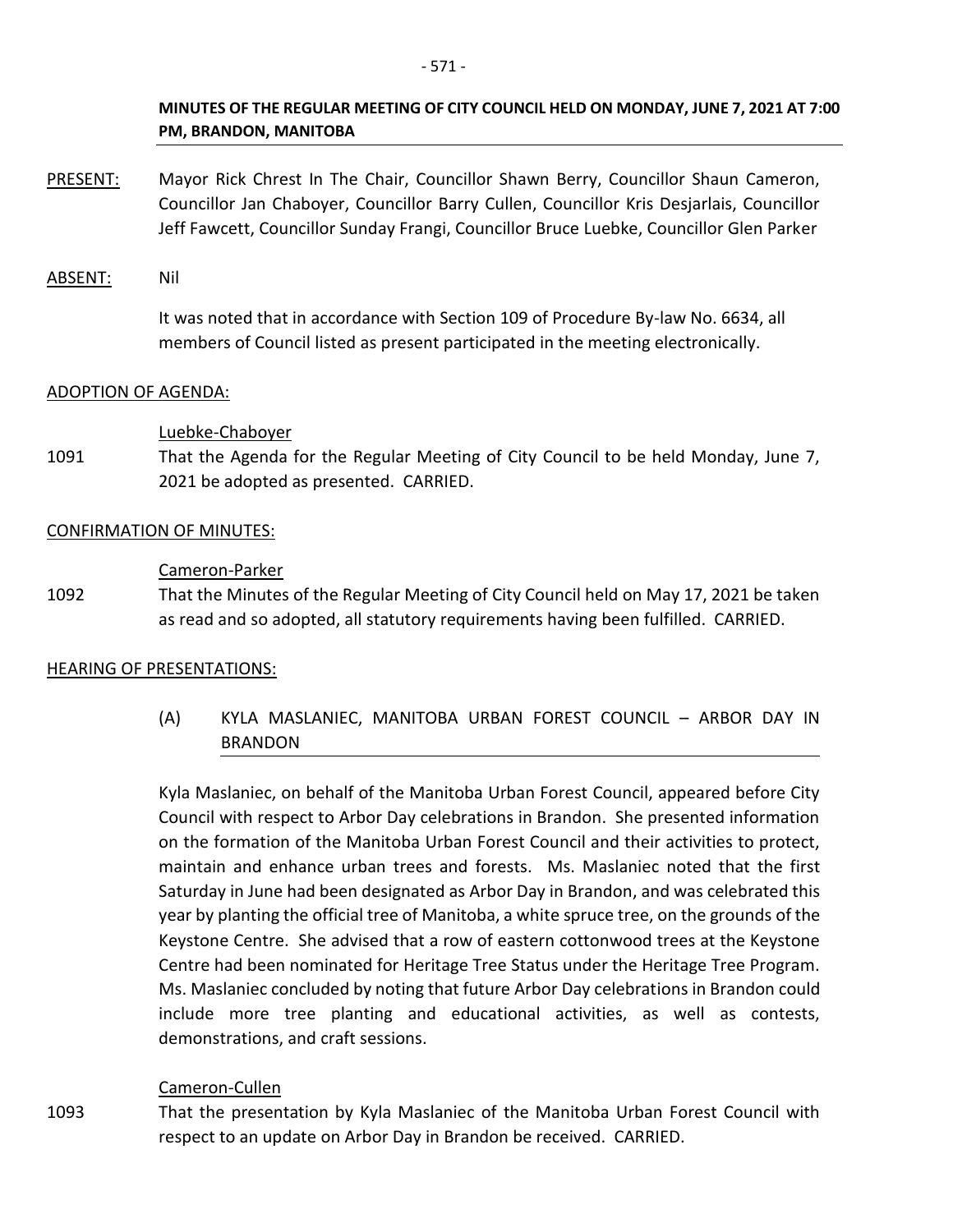**MINUTES OF THE REGULAR MEETING OF CITY COUNCIL HELD ON MONDAY, JUNE 7, 2021 AT 7:00 PM, BRANDON, MANITOBA**

PRESENT: Mayor Rick Chrest In The Chair, Councillor Shawn Berry, Councillor Shaun Cameron, Councillor Jan Chaboyer, Councillor Barry Cullen, Councillor Kris Desjarlais, Councillor Jeff Fawcett, Councillor Sunday Frangi, Councillor Bruce Luebke, Councillor Glen Parker

ABSENT: Nil

It was noted that in accordance with Section 109 of Procedure By-law No. 6634, all members of Council listed as present participated in the meeting electronically.

ADOPTION OF AGENDA:

Luebke-Chaboyer

1091 That the Agenda for the Regular Meeting of City Council to be held Monday, June 7, 2021 be adopted as presented. CARRIED.

CONFIRMATION OF MINUTES:

Cameron-Parker

1092 That the Minutes of the Regular Meeting of City Council held on May 17, 2021 be taken as read and so adopted, all statutory requirements having been fulfilled. CARRIED.

HEARING OF PRESENTATIONS:

(A) KYLA MASLANIEC, MANITOBA URBAN FOREST COUNCIL – ARBOR DAY IN BRANDON

Kyla Maslaniec, on behalf of the Manitoba Urban Forest Council, appeared before City Council with respect to Arbor Day celebrations in Brandon. She presented information on the formation of the Manitoba Urban Forest Council and their activities to protect, maintain and enhance urban trees and forests. Ms. Maslaniec noted that the first Saturday in June had been designated as Arbor Day in Brandon, and was celebrated this year by planting the official tree of Manitoba, a white spruce tree, on the grounds of the Keystone Centre. She advised that a row of eastern cottonwood trees at the Keystone Centre had been nominated for Heritage Tree Status under the Heritage Tree Program. Ms. Maslaniec concluded by noting that future Arbor Day celebrations in Brandon could include more tree planting and educational activities, as well as contests, demonstrations, and craft sessions.

Cameron-Cullen

1093 That the presentation by Kyla Maslaniec of the Manitoba Urban Forest Council with respect to an update on Arbor Day in Brandon be received. CARRIED.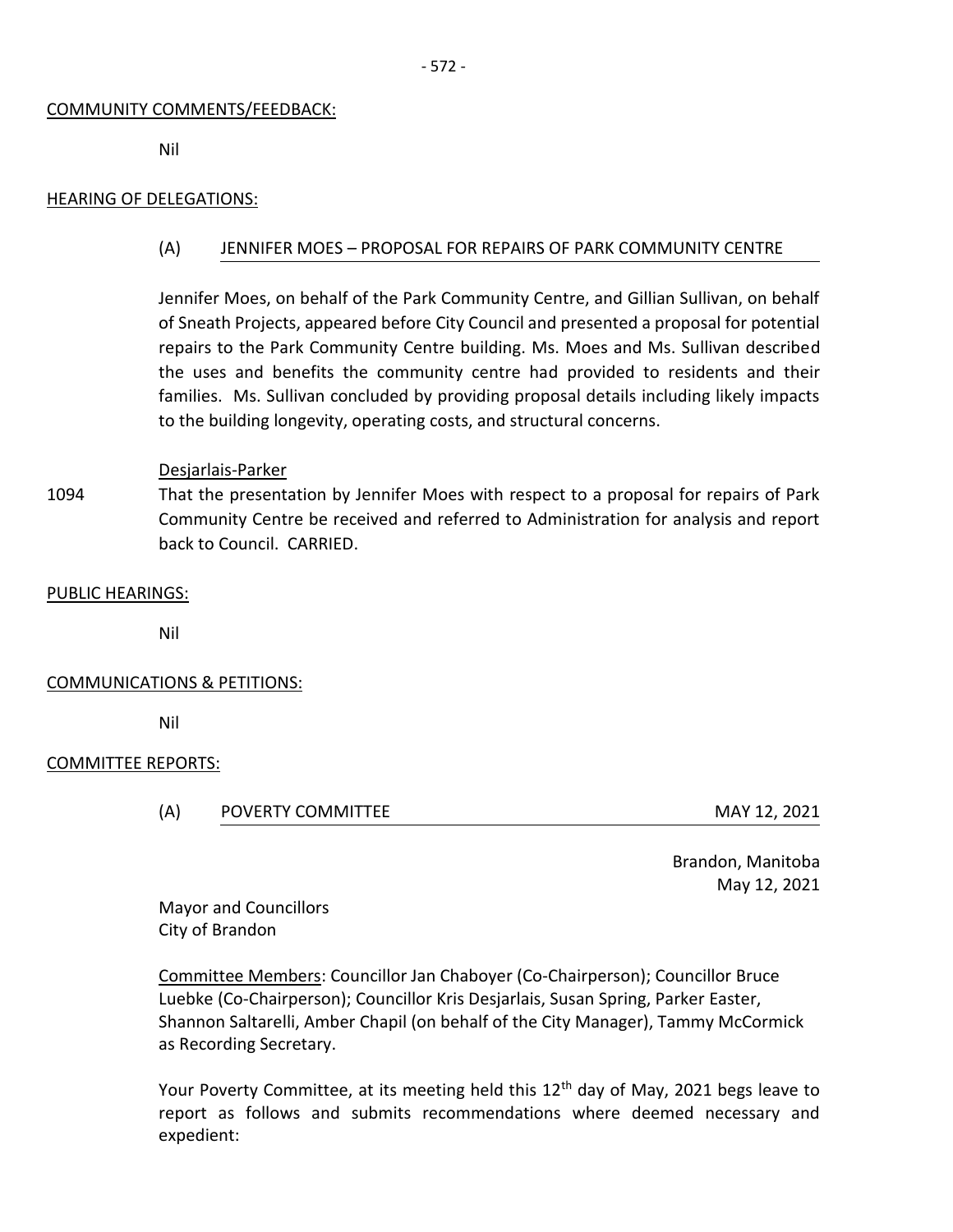COMMUNITY COMMENTS/FEEDBACK:

Nil

HEARING OF DELEGATIONS:

(A) JENNIFER MOES – PROPOSAL FOR REPAIRS OF PARK COMMUNITY CENTRE

Jennifer Moes, on behalf of the Park Community Centre, and Gillian Sullivan, on behalf of Sneath Projects, appeared before City Council and presented a proposal for potential repairs to the Park Community Centre building. Ms. Moes and Ms. Sullivan described the uses and benefits the community centre had provided to residents and their families. Ms. Sullivan concluded by providing proposal details including likely impacts to the building longevity, operating costs, and structural concerns.

Desjarlais-Parker

1094 That the presentation by Jennifer Moes with respect to a proposal for repairs of Park Community Centre be received and referred to Administration for analysis and report back to Council. CARRIED.

PUBLIC HEARINGS:

Nil

COMMUNICATIONS & PETITIONS:

Nil

COMMITTEE REPORTS:

(A) POVERTY COMMITTEE MAY 12, 2021

Brandon, Manitoba
May 12, 2021

Mayor and Councillors
City of Brandon

Committee Members: Councillor Jan Chaboyer (Co-Chairperson); Councillor Bruce Luebke (Co-Chairperson); Councillor Kris Desjarlais, Susan Spring, Parker Easter, Shannon Saltarelli, Amber Chapil (on behalf of the City Manager), Tammy McCormick as Recording Secretary.

Your Poverty Committee, at its meeting held this 12th day of May, 2021 begs leave to report as follows and submits recommendations where deemed necessary and expedient: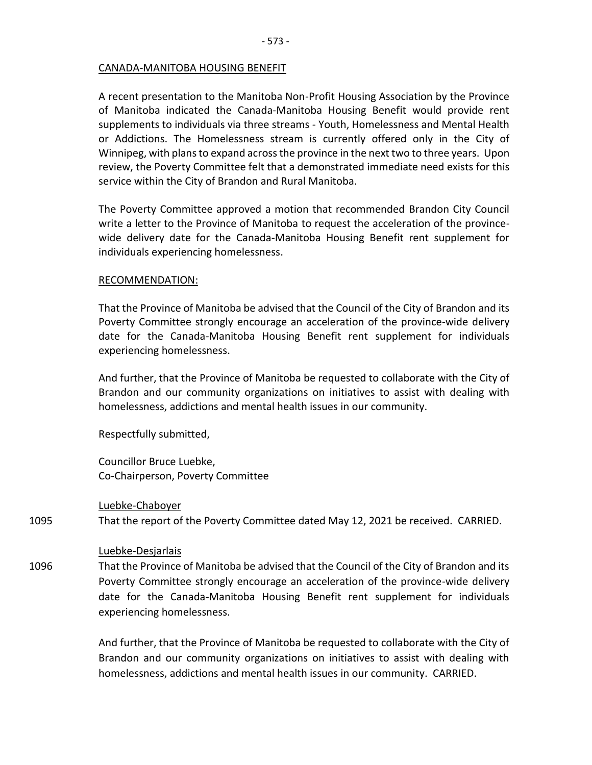CANADA-MANITOBA HOUSING BENEFIT

A recent presentation to the Manitoba Non-Profit Housing Association by the Province of Manitoba indicated the Canada-Manitoba Housing Benefit would provide rent supplements to individuals via three streams - Youth, Homelessness and Mental Health or Addictions. The Homelessness stream is currently offered only in the City of Winnipeg, with plans to expand across the province in the next two to three years. Upon review, the Poverty Committee felt that a demonstrated immediate need exists for this service within the City of Brandon and Rural Manitoba.

The Poverty Committee approved a motion that recommended Brandon City Council write a letter to the Province of Manitoba to request the acceleration of the province-wide delivery date for the Canada-Manitoba Housing Benefit rent supplement for individuals experiencing homelessness.

RECOMMENDATION:

That the Province of Manitoba be advised that the Council of the City of Brandon and its Poverty Committee strongly encourage an acceleration of the province-wide delivery date for the Canada-Manitoba Housing Benefit rent supplement for individuals experiencing homelessness.

And further, that the Province of Manitoba be requested to collaborate with the City of Brandon and our community organizations on initiatives to assist with dealing with homelessness, addictions and mental health issues in our community.

Respectfully submitted,

Councillor Bruce Luebke,
Co-Chairperson, Poverty Committee

Luebke-Chaboyer

1095 That the report of the Poverty Committee dated May 12, 2021 be received. CARRIED.

Luebke-Desjarlais

1096 That the Province of Manitoba be advised that the Council of the City of Brandon and its Poverty Committee strongly encourage an acceleration of the province-wide delivery date for the Canada-Manitoba Housing Benefit rent supplement for individuals experiencing homelessness.

And further, that the Province of Manitoba be requested to collaborate with the City of Brandon and our community organizations on initiatives to assist with dealing with homelessness, addictions and mental health issues in our community. CARRIED.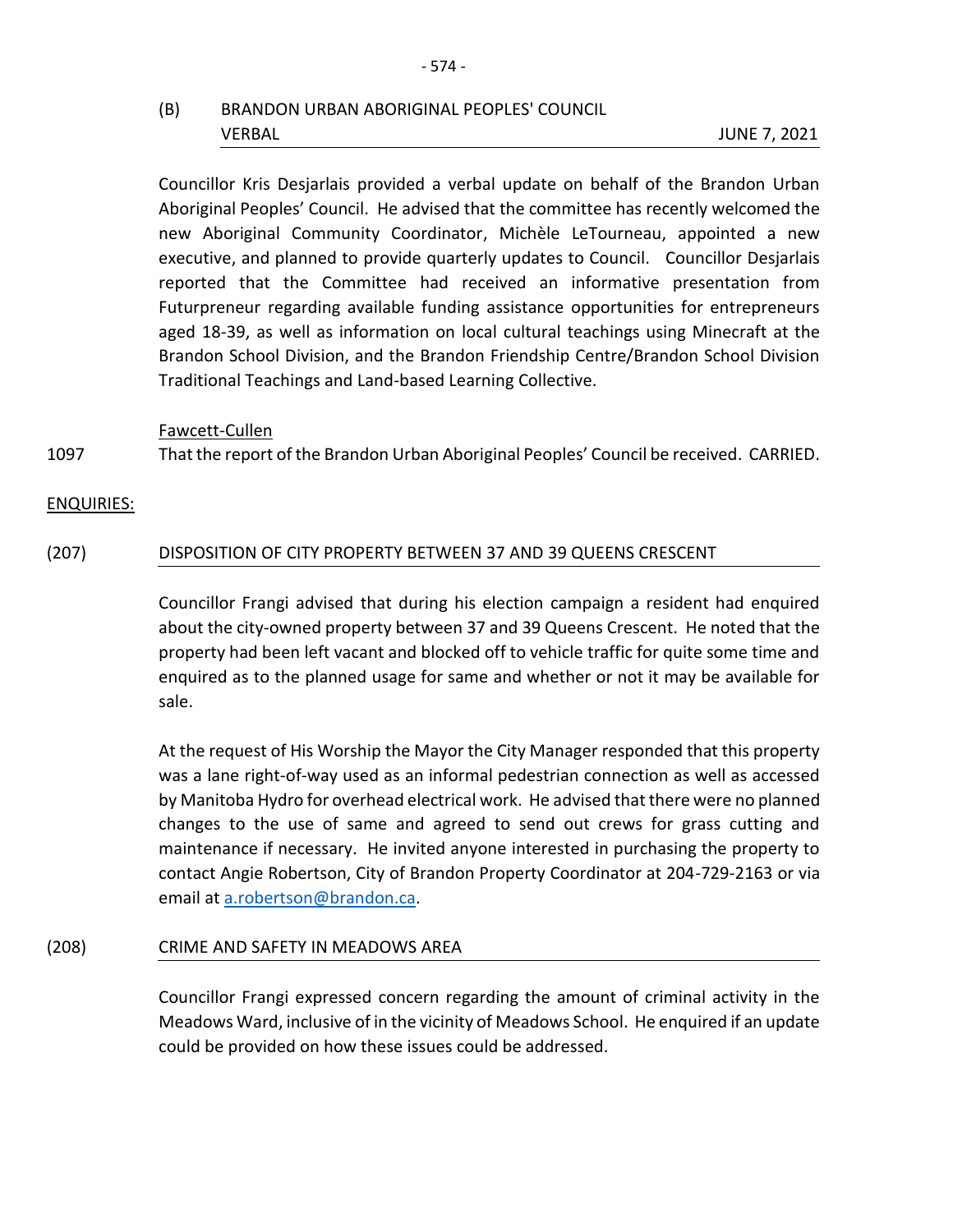(B) BRANDON URBAN ABORIGINAL PEOPLES' COUNCIL
VERBAL JUNE 7, 2021

Councillor Kris Desjarlais provided a verbal update on behalf of the Brandon Urban Aboriginal Peoples' Council. He advised that the committee has recently welcomed the new Aboriginal Community Coordinator, Michèle LeTourneau, appointed a new executive, and planned to provide quarterly updates to Council. Councillor Desjarlais reported that the Committee had received an informative presentation from Futurpreneur regarding available funding assistance opportunities for entrepreneurs aged 18-39, as well as information on local cultural teachings using Minecraft at the Brandon School Division, and the Brandon Friendship Centre/Brandon School Division Traditional Teachings and Land-based Learning Collective.

Fawcett-Cullen

1097 That the report of the Brandon Urban Aboriginal Peoples' Council be received. CARRIED.

ENQUIRIES:

(207) DISPOSITION OF CITY PROPERTY BETWEEN 37 AND 39 QUEENS CRESCENT

Councillor Frangi advised that during his election campaign a resident had enquired about the city-owned property between 37 and 39 Queens Crescent. He noted that the property had been left vacant and blocked off to vehicle traffic for quite some time and enquired as to the planned usage for same and whether or not it may be available for sale.

At the request of His Worship the Mayor the City Manager responded that this property was a lane right-of-way used as an informal pedestrian connection as well as accessed by Manitoba Hydro for overhead electrical work. He advised that there were no planned changes to the use of same and agreed to send out crews for grass cutting and maintenance if necessary. He invited anyone interested in purchasing the property to contact Angie Robertson, City of Brandon Property Coordinator at 204-729-2163 or via email at a.robertson@brandon.ca.

(208) CRIME AND SAFETY IN MEADOWS AREA

Councillor Frangi expressed concern regarding the amount of criminal activity in the Meadows Ward, inclusive of in the vicinity of Meadows School. He enquired if an update could be provided on how these issues could be addressed.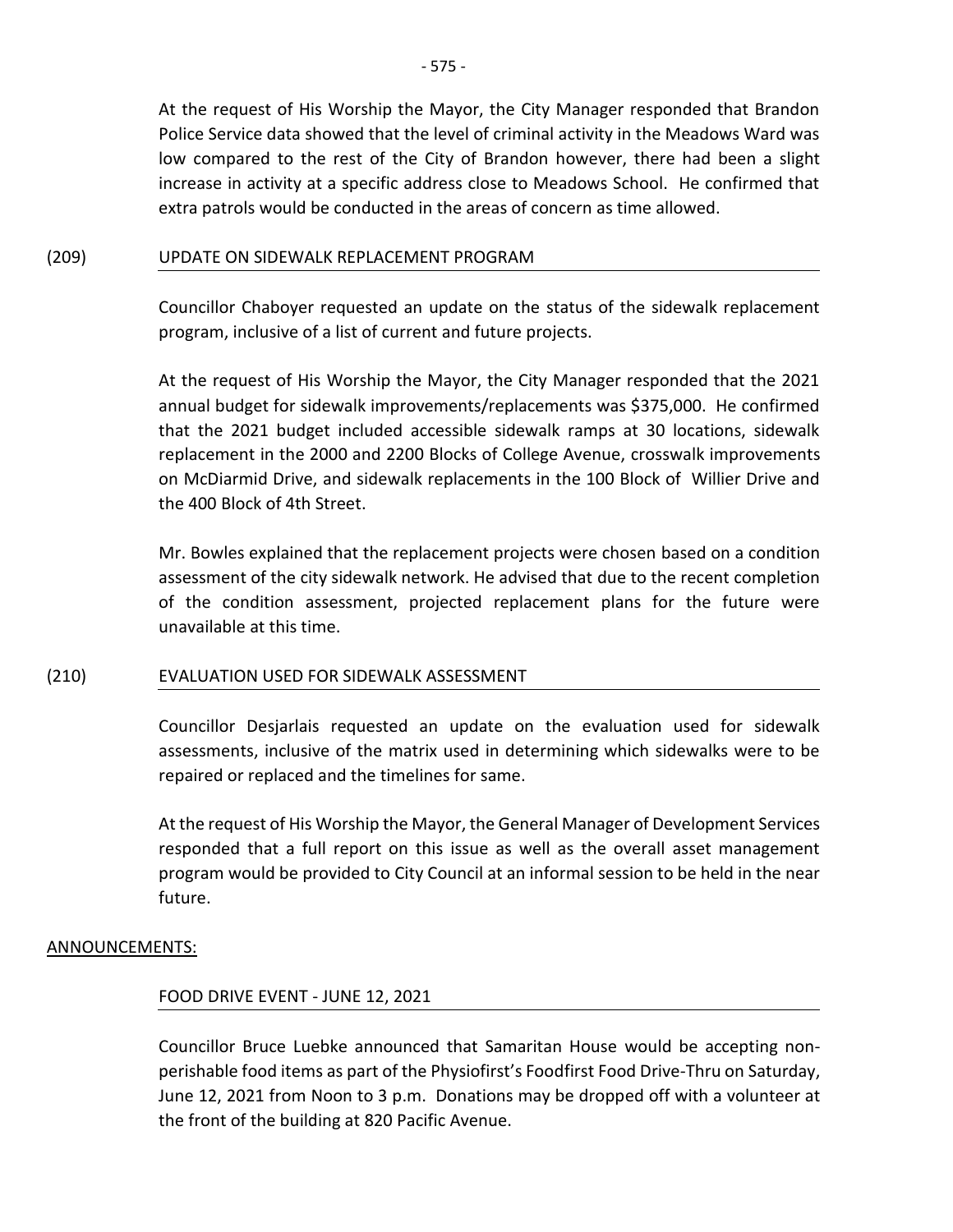At the request of His Worship the Mayor, the City Manager responded that Brandon Police Service data showed that the level of criminal activity in the Meadows Ward was low compared to the rest of the City of Brandon however, there had been a slight increase in activity at a specific address close to Meadows School. He confirmed that extra patrols would be conducted in the areas of concern as time allowed.

## (209) UPDATE ON SIDEWALK REPLACEMENT PROGRAM

Councillor Chaboyer requested an update on the status of the sidewalk replacement program, inclusive of a list of current and future projects.

At the request of His Worship the Mayor, the City Manager responded that the 2021 annual budget for sidewalk improvements/replacements was $375,000. He confirmed that the 2021 budget included accessible sidewalk ramps at 30 locations, sidewalk replacement in the 2000 and 2200 Blocks of College Avenue, crosswalk improvements on McDiarmid Drive, and sidewalk replacements in the 100 Block of Willier Drive and the 400 Block of 4th Street.

Mr. Bowles explained that the replacement projects were chosen based on a condition assessment of the city sidewalk network. He advised that due to the recent completion of the condition assessment, projected replacement plans for the future were unavailable at this time.

## (210) EVALUATION USED FOR SIDEWALK ASSESSMENT

Councillor Desjarlais requested an update on the evaluation used for sidewalk assessments, inclusive of the matrix used in determining which sidewalks were to be repaired or replaced and the timelines for same.

At the request of His Worship the Mayor, the General Manager of Development Services responded that a full report on this issue as well as the overall asset management program would be provided to City Council at an informal session to be held in the near future.

## ANNOUNCEMENTS:

### FOOD DRIVE EVENT - JUNE 12, 2021

Councillor Bruce Luebke announced that Samaritan House would be accepting non-perishable food items as part of the Physiofirst's Foodfirst Food Drive-Thru on Saturday, June 12, 2021 from Noon to 3 p.m. Donations may be dropped off with a volunteer at the front of the building at 820 Pacific Avenue.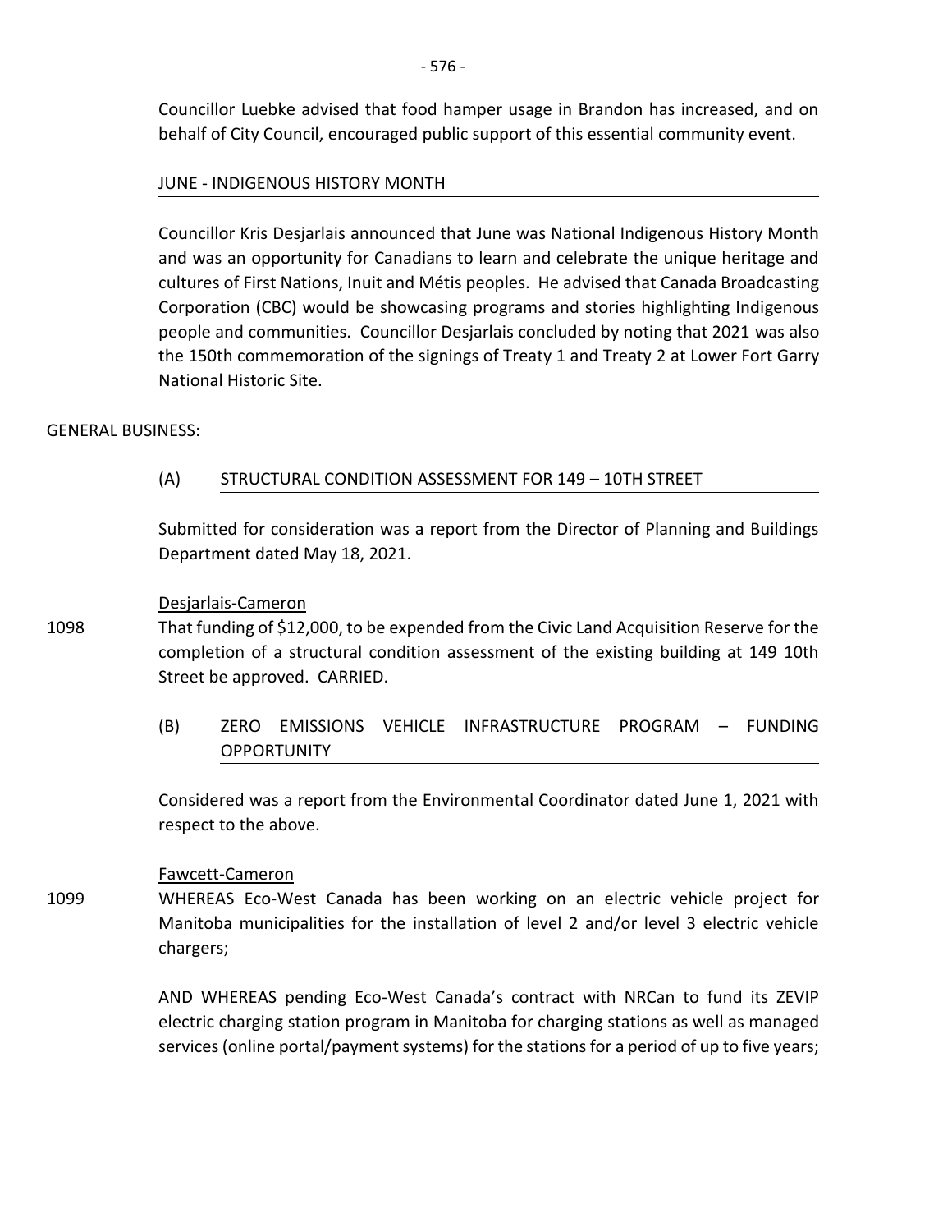Councillor Luebke advised that food hamper usage in Brandon has increased, and on behalf of City Council, encouraged public support of this essential community event.

JUNE - INDIGENOUS HISTORY MONTH

Councillor Kris Desjarlais announced that June was National Indigenous History Month and was an opportunity for Canadians to learn and celebrate the unique heritage and cultures of First Nations, Inuit and Métis peoples. He advised that Canada Broadcasting Corporation (CBC) would be showcasing programs and stories highlighting Indigenous people and communities. Councillor Desjarlais concluded by noting that 2021 was also the 150th commemoration of the signings of Treaty 1 and Treaty 2 at Lower Fort Garry National Historic Site.

GENERAL BUSINESS:

(A) STRUCTURAL CONDITION ASSESSMENT FOR 149 – 10TH STREET

Submitted for consideration was a report from the Director of Planning and Buildings Department dated May 18, 2021.

Desjarlais-Cameron

1098 That funding of $12,000, to be expended from the Civic Land Acquisition Reserve for the completion of a structural condition assessment of the existing building at 149 10th Street be approved. CARRIED.

(B) ZERO EMISSIONS VEHICLE INFRASTRUCTURE PROGRAM – FUNDING OPPORTUNITY

Considered was a report from the Environmental Coordinator dated June 1, 2021 with respect to the above.

Fawcett-Cameron

1099 WHEREAS Eco-West Canada has been working on an electric vehicle project for Manitoba municipalities for the installation of level 2 and/or level 3 electric vehicle chargers;

AND WHEREAS pending Eco-West Canada's contract with NRCan to fund its ZEVIP electric charging station program in Manitoba for charging stations as well as managed services (online portal/payment systems) for the stations for a period of up to five years;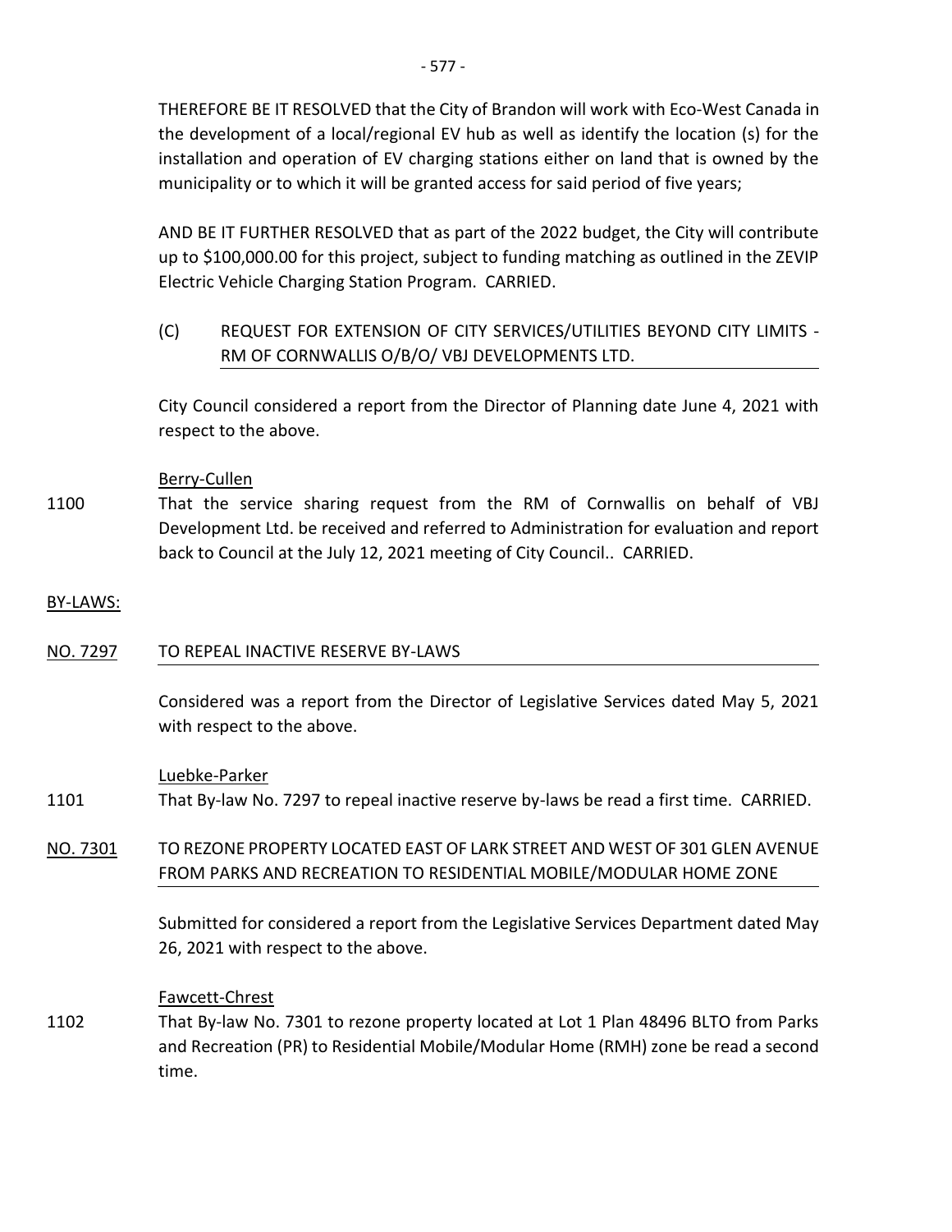THEREFORE BE IT RESOLVED that the City of Brandon will work with Eco-West Canada in the development of a local/regional EV hub as well as identify the location (s) for the installation and operation of EV charging stations either on land that is owned by the municipality or to which it will be granted access for said period of five years;

AND BE IT FURTHER RESOLVED that as part of the 2022 budget, the City will contribute up to $100,000.00 for this project, subject to funding matching as outlined in the ZEVIP Electric Vehicle Charging Station Program. CARRIED.

(C) REQUEST FOR EXTENSION OF CITY SERVICES/UTILITIES BEYOND CITY LIMITS - RM OF CORNWALLIS O/B/O/ VBJ DEVELOPMENTS LTD.

City Council considered a report from the Director of Planning date June 4, 2021 with respect to the above.

Berry-Cullen

1100 That the service sharing request from the RM of Cornwallis on behalf of VBJ Development Ltd. be received and referred to Administration for evaluation and report back to Council at the July 12, 2021 meeting of City Council.. CARRIED.

BY-LAWS:

NO. 7297 TO REPEAL INACTIVE RESERVE BY-LAWS

Considered was a report from the Director of Legislative Services dated May 5, 2021 with respect to the above.

Luebke-Parker

1101 That By-law No. 7297 to repeal inactive reserve by-laws be read a first time. CARRIED.

NO. 7301 TO REZONE PROPERTY LOCATED EAST OF LARK STREET AND WEST OF 301 GLEN AVENUE FROM PARKS AND RECREATION TO RESIDENTIAL MOBILE/MODULAR HOME ZONE

Submitted for considered a report from the Legislative Services Department dated May 26, 2021 with respect to the above.

Fawcett-Chrest

1102 That By-law No. 7301 to rezone property located at Lot 1 Plan 48496 BLTO from Parks and Recreation (PR) to Residential Mobile/Modular Home (RMH) zone be read a second time.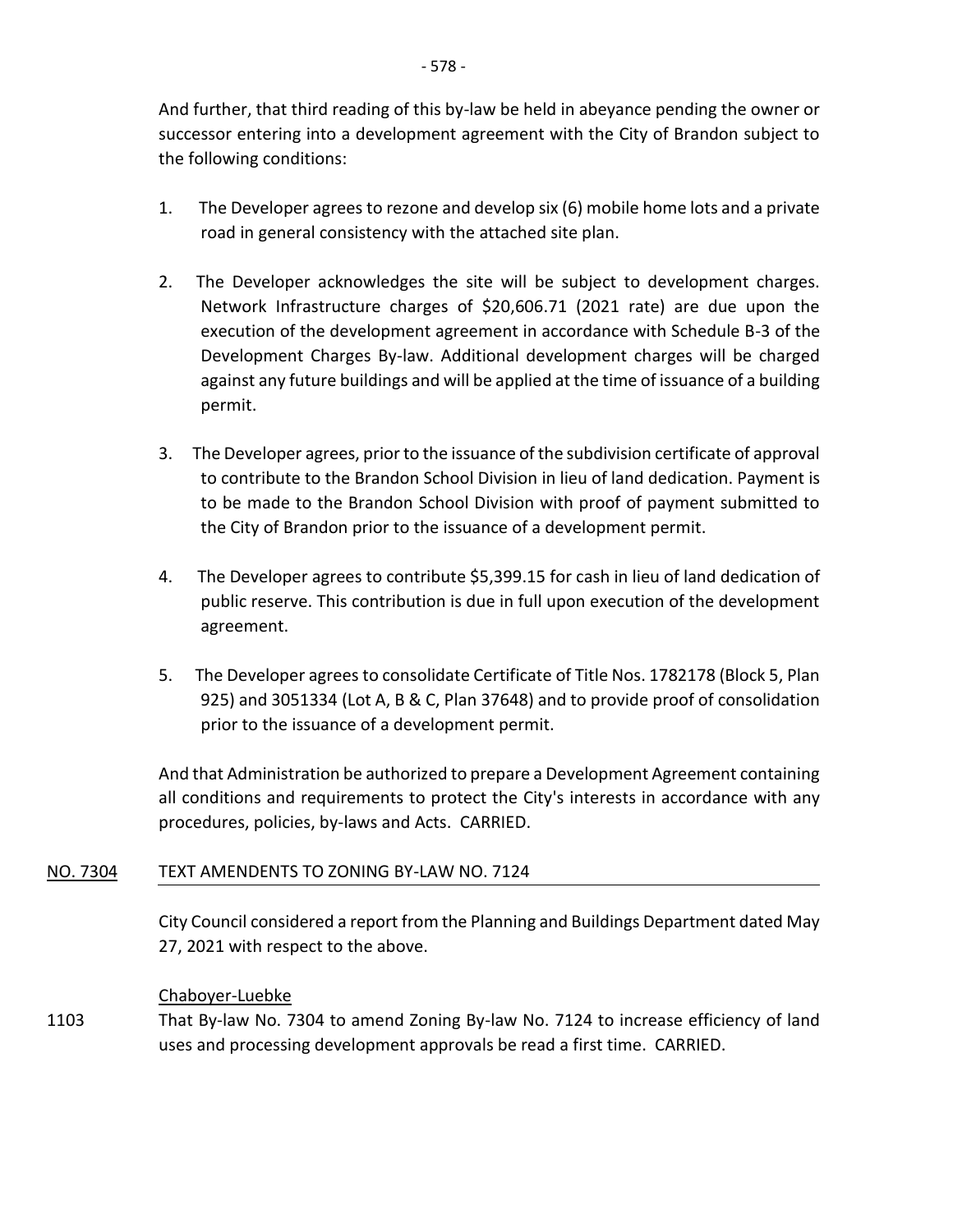And further, that third reading of this by-law be held in abeyance pending the owner or successor entering into a development agreement with the City of Brandon subject to the following conditions:

1. The Developer agrees to rezone and develop six (6) mobile home lots and a private road in general consistency with the attached site plan.

2. The Developer acknowledges the site will be subject to development charges. Network Infrastructure charges of $20,606.71 (2021 rate) are due upon the execution of the development agreement in accordance with Schedule B-3 of the Development Charges By-law. Additional development charges will be charged against any future buildings and will be applied at the time of issuance of a building permit.

3. The Developer agrees, prior to the issuance of the subdivision certificate of approval to contribute to the Brandon School Division in lieu of land dedication. Payment is to be made to the Brandon School Division with proof of payment submitted to the City of Brandon prior to the issuance of a development permit.

4. The Developer agrees to contribute $5,399.15 for cash in lieu of land dedication of public reserve. This contribution is due in full upon execution of the development agreement.

5. The Developer agrees to consolidate Certificate of Title Nos. 1782178 (Block 5, Plan 925) and 3051334 (Lot A, B & C, Plan 37648) and to provide proof of consolidation prior to the issuance of a development permit.

And that Administration be authorized to prepare a Development Agreement containing all conditions and requirements to protect the City's interests in accordance with any procedures, policies, by-laws and Acts. CARRIED.

## NO. 7304 TEXT AMENDMENTS TO ZONING BY-LAW NO. 7124

City Council considered a report from the Planning and Buildings Department dated May 27, 2021 with respect to the above.

Chaboyer-Luebke

1103 That By-law No. 7304 to amend Zoning By-law No. 7124 to increase efficiency of land uses and processing development approvals be read a first time. CARRIED.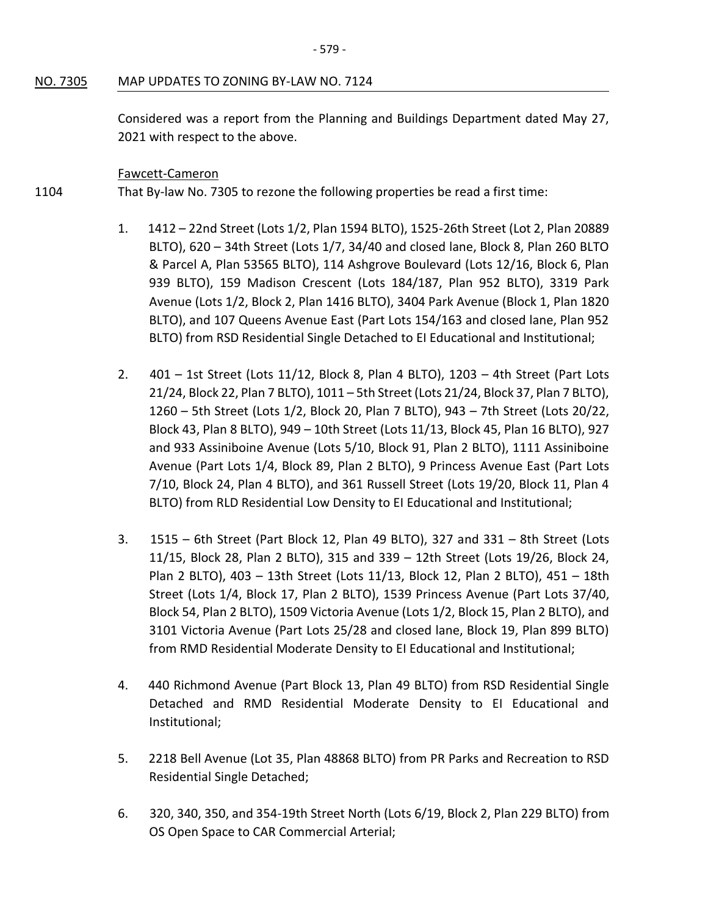NO. 7305 MAP UPDATES TO ZONING BY-LAW NO. 7124

Considered was a report from the Planning and Buildings Department dated May 27, 2021 with respect to the above.

Fawcett-Cameron

1104 That By-law No. 7305 to rezone the following properties be read a first time:

1. 1412 – 22nd Street (Lots 1/2, Plan 1594 BLTO), 1525-26th Street (Lot 2, Plan 20889 BLTO), 620 – 34th Street (Lots 1/7, 34/40 and closed lane, Block 8, Plan 260 BLTO & Parcel A, Plan 53565 BLTO), 114 Ashgrove Boulevard (Lots 12/16, Block 6, Plan 939 BLTO), 159 Madison Crescent (Lots 184/187, Plan 952 BLTO), 3319 Park Avenue (Lots 1/2, Block 2, Plan 1416 BLTO), 3404 Park Avenue (Block 1, Plan 1820 BLTO), and 107 Queens Avenue East (Part Lots 154/163 and closed lane, Plan 952 BLTO) from RSD Residential Single Detached to EI Educational and Institutional;

2. 401 – 1st Street (Lots 11/12, Block 8, Plan 4 BLTO), 1203 – 4th Street (Part Lots 21/24, Block 22, Plan 7 BLTO), 1011 – 5th Street (Lots 21/24, Block 37, Plan 7 BLTO), 1260 – 5th Street (Lots 1/2, Block 20, Plan 7 BLTO), 943 – 7th Street (Lots 20/22, Block 43, Plan 8 BLTO), 949 – 10th Street (Lots 11/13, Block 45, Plan 16 BLTO), 927 and 933 Assiniboine Avenue (Lots 5/10, Block 91, Plan 2 BLTO), 1111 Assiniboine Avenue (Part Lots 1/4, Block 89, Plan 2 BLTO), 9 Princess Avenue East (Part Lots 7/10, Block 24, Plan 4 BLTO), and 361 Russell Street (Lots 19/20, Block 11, Plan 4 BLTO) from RLD Residential Low Density to EI Educational and Institutional;

3. 1515 – 6th Street (Part Block 12, Plan 49 BLTO), 327 and 331 – 8th Street (Lots 11/15, Block 28, Plan 2 BLTO), 315 and 339 – 12th Street (Lots 19/26, Block 24, Plan 2 BLTO), 403 – 13th Street (Lots 11/13, Block 12, Plan 2 BLTO), 451 – 18th Street (Lots 1/4, Block 17, Plan 2 BLTO), 1539 Princess Avenue (Part Lots 37/40, Block 54, Plan 2 BLTO), 1509 Victoria Avenue (Lots 1/2, Block 15, Plan 2 BLTO), and 3101 Victoria Avenue (Part Lots 25/28 and closed lane, Block 19, Plan 899 BLTO) from RMD Residential Moderate Density to EI Educational and Institutional;

4. 440 Richmond Avenue (Part Block 13, Plan 49 BLTO) from RSD Residential Single Detached and RMD Residential Moderate Density to EI Educational and Institutional;

5. 2218 Bell Avenue (Lot 35, Plan 48868 BLTO) from PR Parks and Recreation to RSD Residential Single Detached;

6. 320, 340, 350, and 354-19th Street North (Lots 6/19, Block 2, Plan 229 BLTO) from OS Open Space to CAR Commercial Arterial;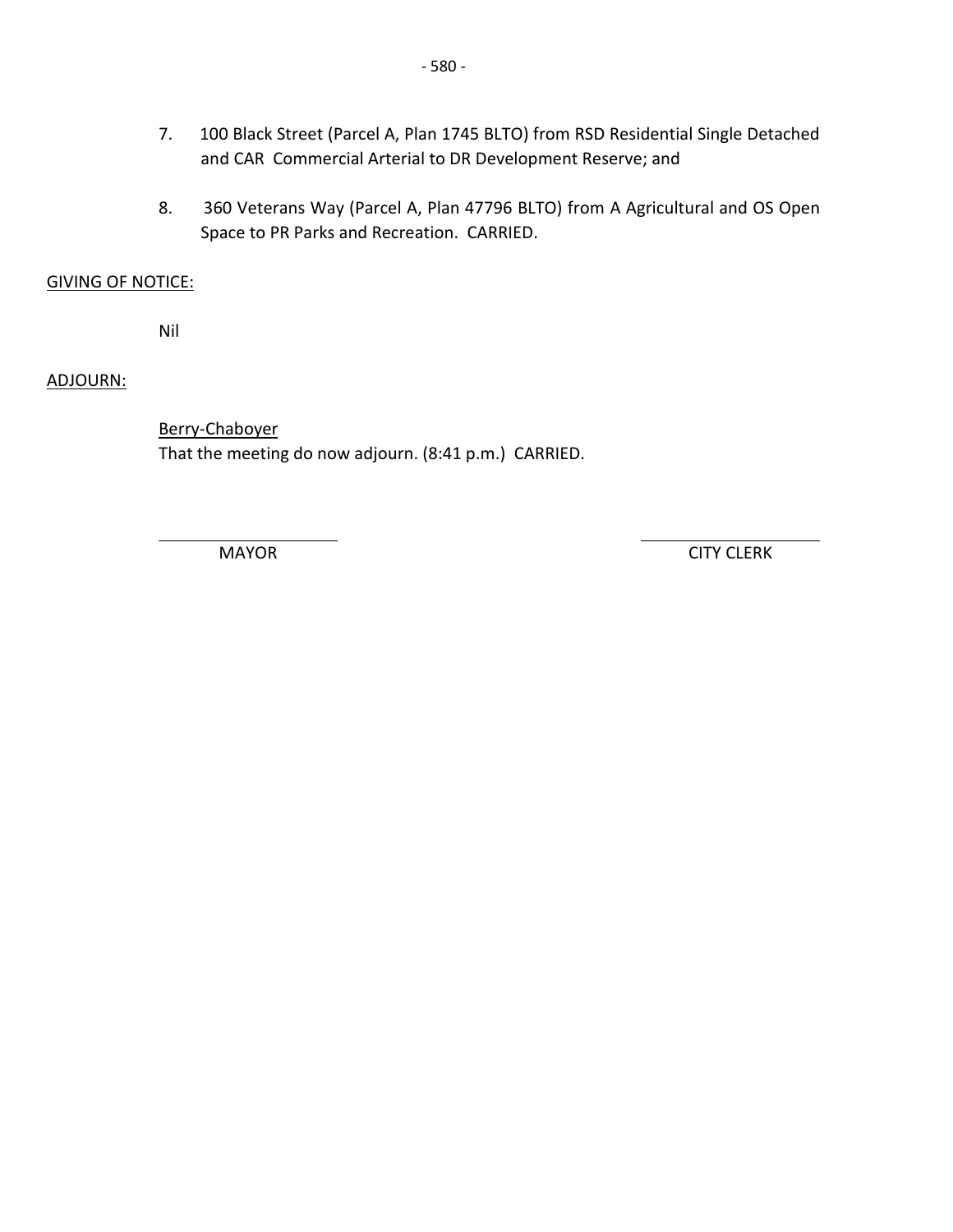7. 100 Black Street (Parcel A, Plan 1745 BLTO) from RSD Residential Single Detached and CAR Commercial Arterial to DR Development Reserve; and

8. 360 Veterans Way (Parcel A, Plan 47796 BLTO) from A Agricultural and OS Open Space to PR Parks and Recreation. CARRIED.

GIVING OF NOTICE:

Nil

ADJOURN:

Berry-Chaboyer
That the meeting do now adjourn. (8:41 p.m.) CARRIED.

| | |
|---|---|
| MAYOR | CITY CLERK |